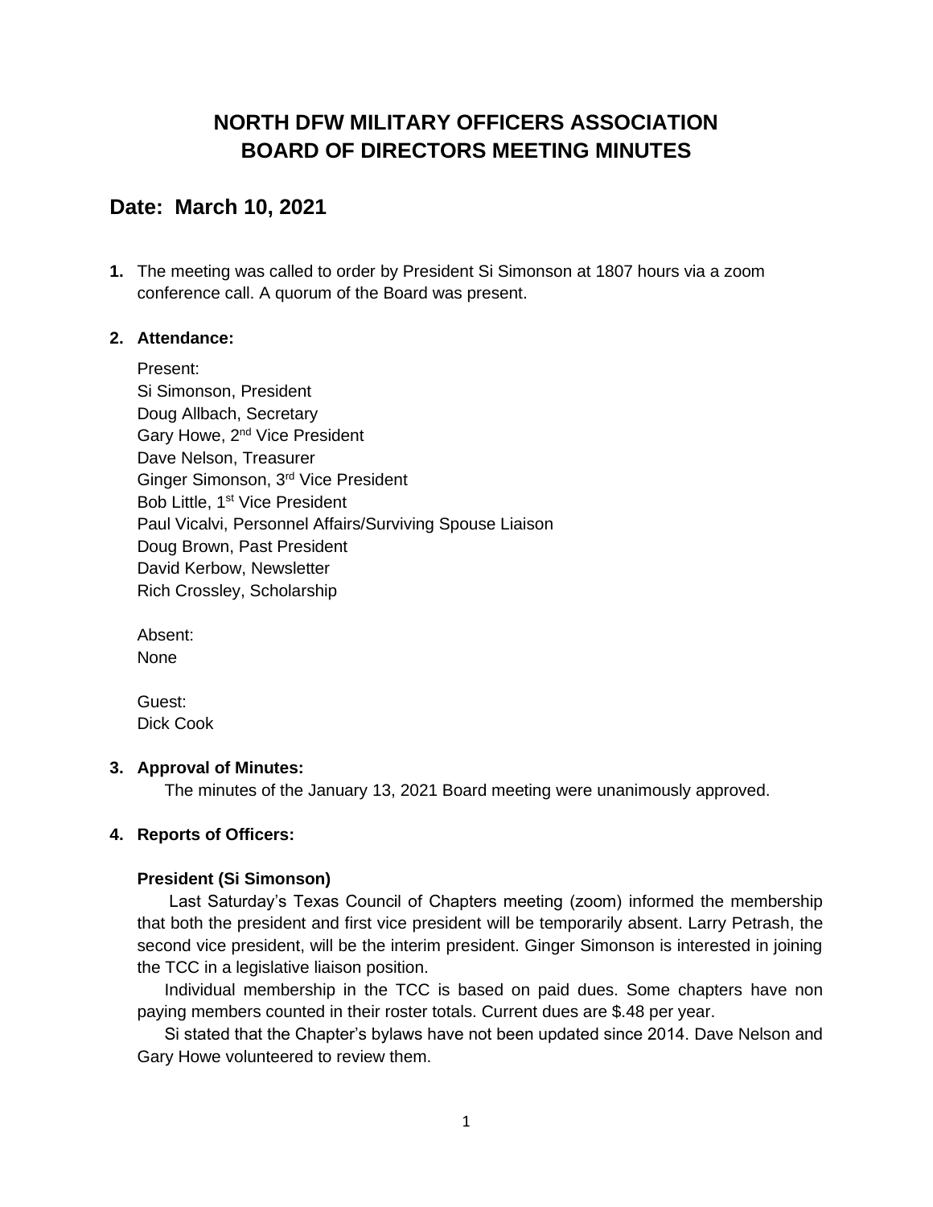# NORTH DFW MILITARY OFFICERS ASSOCIATION
# BOARD OF DIRECTORS MEETING MINUTES

## Date: March 10, 2021

**1.** The meeting was called to order by President Si Simonson at 1807 hours via a zoom conference call. A quorum of the Board was present.

**2. Attendance:**

Present:
Si Simonson, President
Doug Allbach, Secretary
Gary Howe, 2nd Vice President
Dave Nelson, Treasurer
Ginger Simonson, 3rd Vice President
Bob Little, 1st Vice President
Paul Vicalvi, Personnel Affairs/Surviving Spouse Liaison
Doug Brown, Past President
David Kerbow, Newsletter
Rich Crossley, Scholarship

Absent:
None

Guest:
Dick Cook

**3. Approval of Minutes:**

The minutes of the January 13, 2021 Board meeting were unanimously approved.

**4. Reports of Officers:**

**President (Si Simonson)**

Last Saturday's Texas Council of Chapters meeting (zoom) informed the membership that both the president and first vice president will be temporarily absent. Larry Petrash, the second vice president, will be the interim president. Ginger Simonson is interested in joining the TCC in a legislative liaison position.

Individual membership in the TCC is based on paid dues. Some chapters have non paying members counted in their roster totals. Current dues are $.48 per year.

Si stated that the Chapter's bylaws have not been updated since 2014. Dave Nelson and Gary Howe volunteered to review them.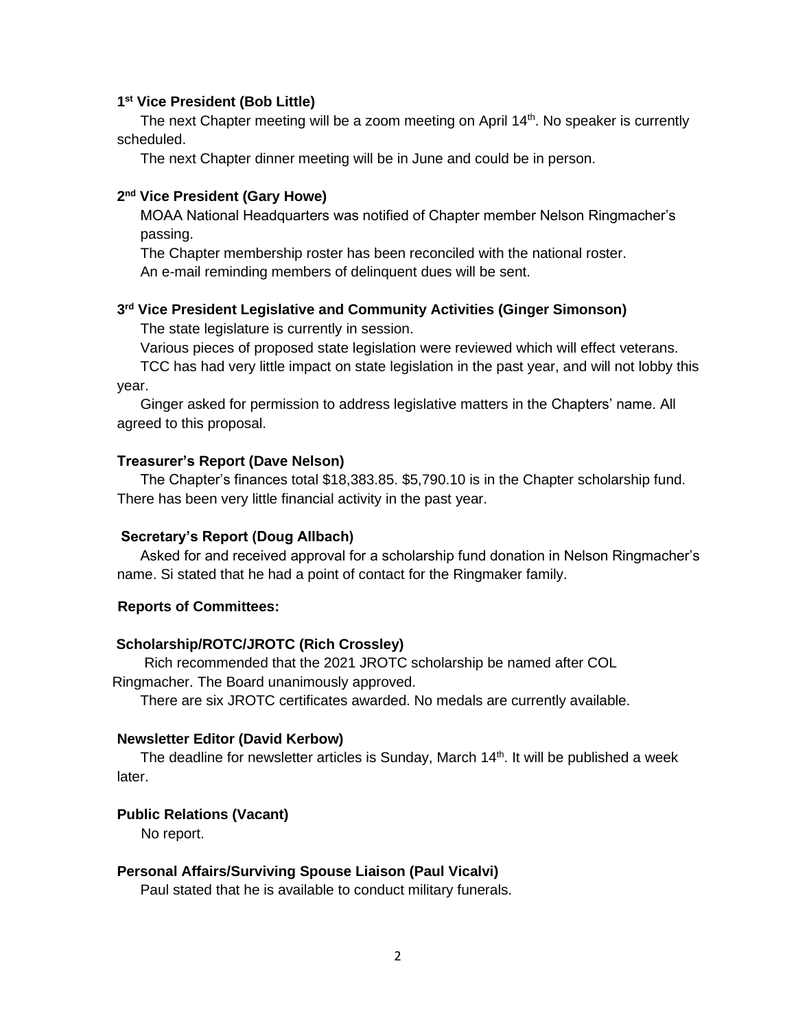**1st Vice President (Bob Little)**

The next Chapter meeting will be a zoom meeting on April 14th. No speaker is currently scheduled.

The next Chapter dinner meeting will be in June and could be in person.

**2nd Vice President (Gary Howe)**

MOAA National Headquarters was notified of Chapter member Nelson Ringmacher's passing.

The Chapter membership roster has been reconciled with the national roster.

An e-mail reminding members of delinquent dues will be sent.

**3rd Vice President Legislative and Community Activities (Ginger Simonson)**

The state legislature is currently in session.

Various pieces of proposed state legislation were reviewed which will effect veterans.

TCC has had very little impact on state legislation in the past year, and will not lobby this year.

Ginger asked for permission to address legislative matters in the Chapters' name. All agreed to this proposal.

**Treasurer's Report (Dave Nelson)**

The Chapter's finances total $18,383.85. $5,790.10 is in the Chapter scholarship fund. There has been very little financial activity in the past year.

**Secretary's Report (Doug Allbach)**

Asked for and received approval for a scholarship fund donation in Nelson Ringmacher's name. Si stated that he had a point of contact for the Ringmaker family.

**Reports of Committees:**

**Scholarship/ROTC/JROTC (Rich Crossley)**

Rich recommended that the 2021 JROTC scholarship be named after COL Ringmacher. The Board unanimously approved.

There are six JROTC certificates awarded. No medals are currently available.

**Newsletter Editor (David Kerbow)**

The deadline for newsletter articles is Sunday, March 14th. It will be published a week later.

**Public Relations (Vacant)**

No report.

**Personal Affairs/Surviving Spouse Liaison (Paul Vicalvi)**

Paul stated that he is available to conduct military funerals.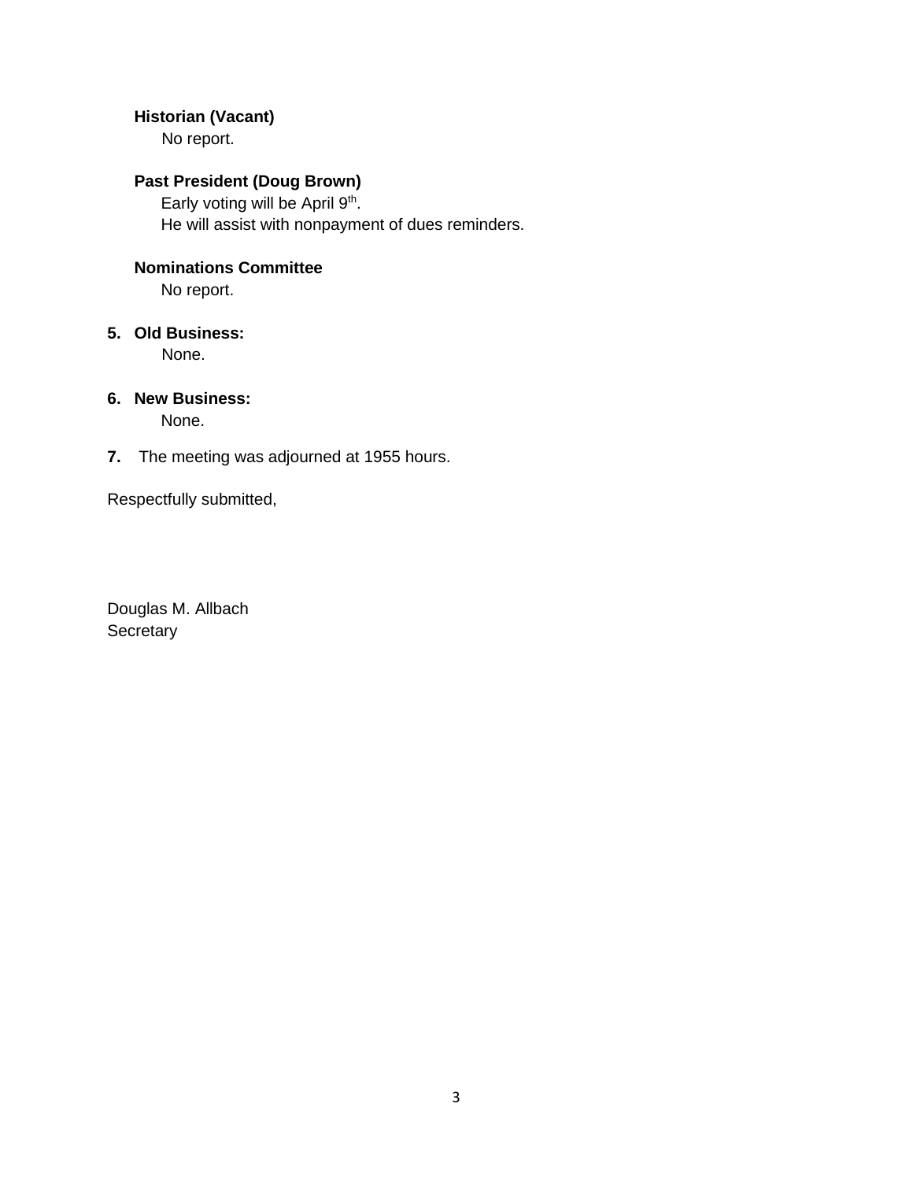**Historian (Vacant)**

No report.

**Past President (Doug Brown)**

Early voting will be April 9th.
He will assist with nonpayment of dues reminders.

**Nominations Committee**

No report.

5. **Old Business:**

   None.

6. **New Business:**

   None.

7. The meeting was adjourned at 1955 hours.

Respectfully submitted,

Douglas M. Allbach
Secretary